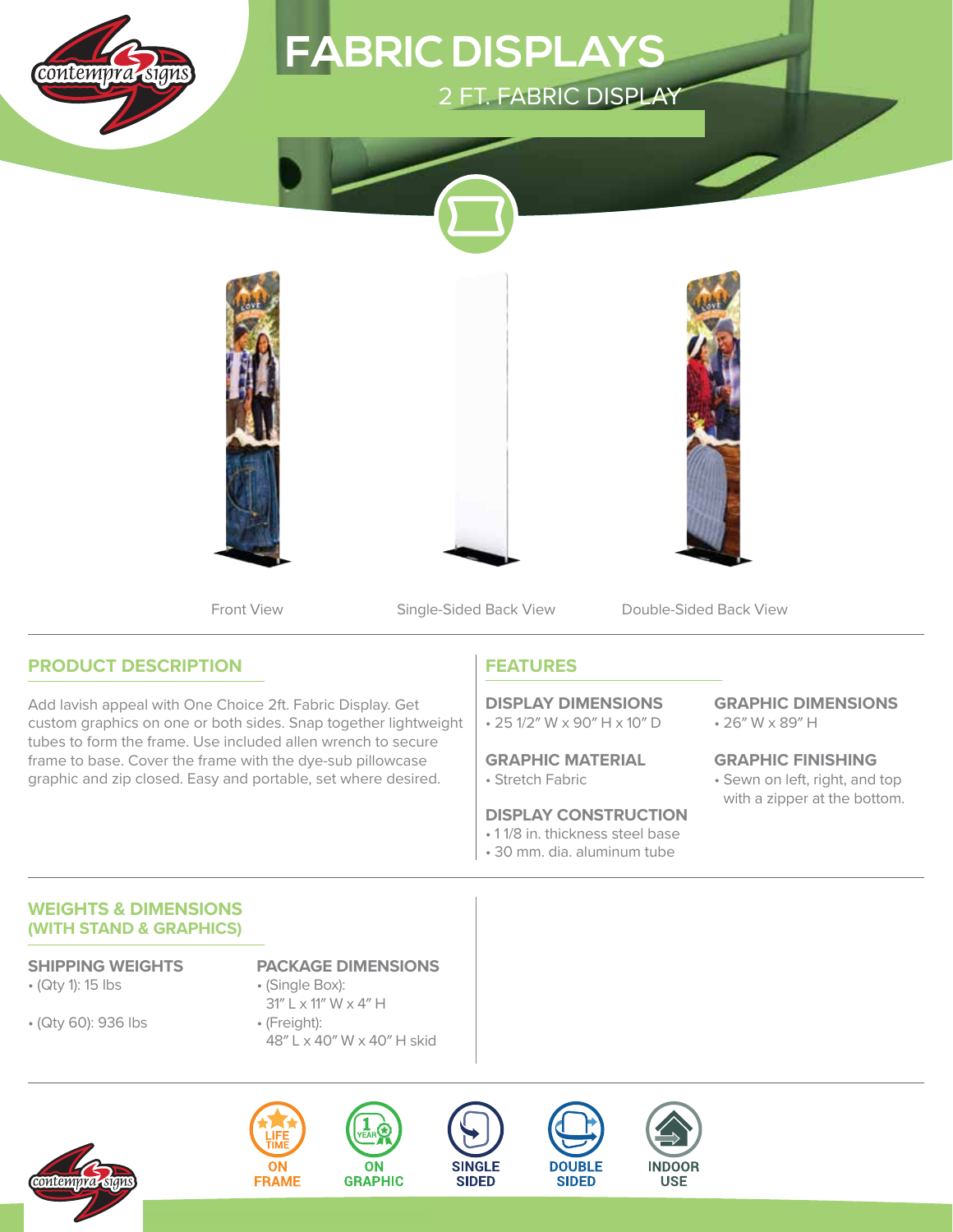# FABRIC DISPLAYS

## 2 FT. FABRIC DISPLAY

Front View

Single-Sided Back View

Double-Sided Back View

## PRODUCT DESCRIPTION

Add lavish appeal with One Choice 2ft. Fabric Display. Get custom graphics on one or both sides. Snap together lightweight tubes to form the frame. Use included allen wrench to secure frame to base. Cover the frame with the dye-sub pillowcase graphic and zip closed. Easy and portable, set where desired.

## FEATURES

### DISPLAY DIMENSIONS

- 25 1/2" W x 90" H x 10" D

### GRAPHIC MATERIAL

- Stretch Fabric

### DISPLAY CONSTRUCTION

- 1 1/8 in. thickness steel base
- 30 mm. dia. aluminum tube

### GRAPHIC DIMENSIONS

- 26" W x 89" H

### GRAPHIC FINISHING

- Sewn on left, right, and top with a zipper at the bottom.

## WEIGHTS & DIMENSIONS (WITH STAND & GRAPHICS)

### SHIPPING WEIGHTS

- (Qty 1): 15 lbs
- (Qty 60): 936 lbs

### PACKAGE DIMENSIONS

- (Single Box): 31" L x 11" W x 4" H
- (Freight): 48" L x 40" W x 40" H skid

LIFE TIME ON FRAME

1 YEAR ON GRAPHIC

SINGLE SIDED

DOUBLE SIDED

INDOOR USE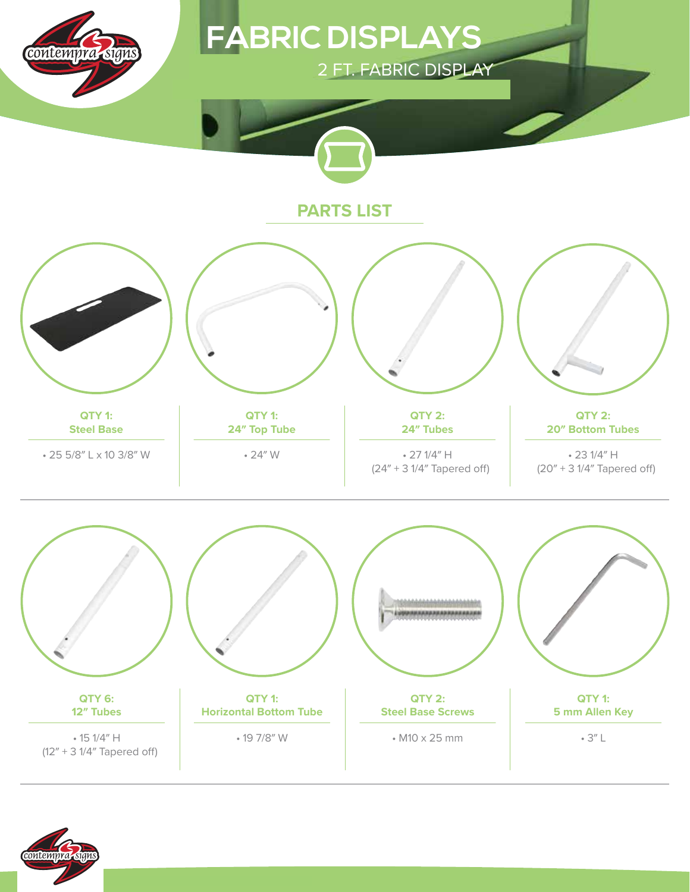# FABRIC DISPLAYS

## 2 FT. FABRIC DISPLAY

## PARTS LIST

**QTY 1:**
**Steel Base**

- 25 5/8″ L x 10 3/8″ W

**QTY 1:**
**24″ Top Tube**

- 24″ W

**QTY 2:**
**24″ Tubes**

- 27 1/4″ H
(24″ + 3 1/4″ Tapered off)

**QTY 2:**
**20″ Bottom Tubes**

- 23 1/4″ H
(20″ + 3 1/4″ Tapered off)

**QTY 6:**
**12″ Tubes**

- 15 1/4″ H
(12″ + 3 1/4″ Tapered off)

**QTY 1:**
**Horizontal Bottom Tube**

- 19 7/8″ W

**QTY 2:**
**Steel Base Screws**

- M10 x 25 mm

**QTY 1:**
**5 mm Allen Key**

- 3″ L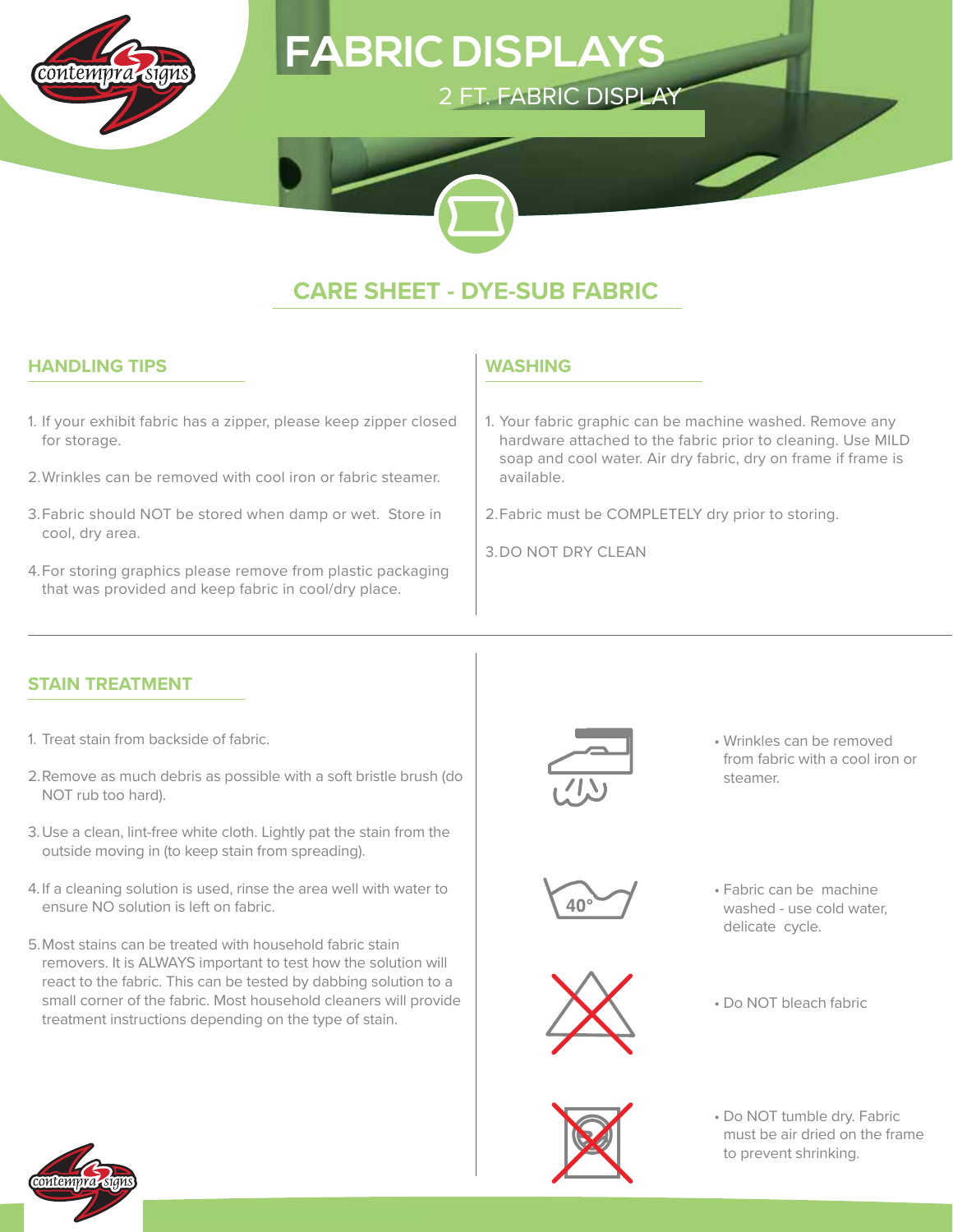# FABRIC DISPLAYS

2 FT. FABRIC DISPLAY

## CARE SHEET - DYE-SUB FABRIC

### HANDLING TIPS

1. If your exhibit fabric has a zipper, please keep zipper closed for storage.
2. Wrinkles can be removed with cool iron or fabric steamer.
3. Fabric should NOT be stored when damp or wet. Store in cool, dry area.
4. For storing graphics please remove from plastic packaging that was provided and keep fabric in cool/dry place.

### WASHING

1. Your fabric graphic can be machine washed. Remove any hardware attached to the fabric prior to cleaning. Use MILD soap and cool water. Air dry fabric, dry on frame if frame is available.
2. Fabric must be COMPLETELY dry prior to storing.
3. DO NOT DRY CLEAN

### STAIN TREATMENT

1. Treat stain from backside of fabric.
2. Remove as much debris as possible with a soft bristle brush (do NOT rub too hard).
3. Use a clean, lint-free white cloth. Lightly pat the stain from the outside moving in (to keep stain from spreading).
4. If a cleaning solution is used, rinse the area well with water to ensure NO solution is left on fabric.
5. Most stains can be treated with household fabric stain removers. It is ALWAYS important to test how the solution will react to the fabric. This can be tested by dabbing solution to a small corner of the fabric. Most household cleaners will provide treatment instructions depending on the type of stain.

- Wrinkles can be removed from fabric with a cool iron or steamer.

40°

- Fabric can be machine washed - use cold water, delicate cycle.
- Do NOT bleach fabric
- Do NOT tumble dry. Fabric must be air dried on the frame to prevent shrinking.